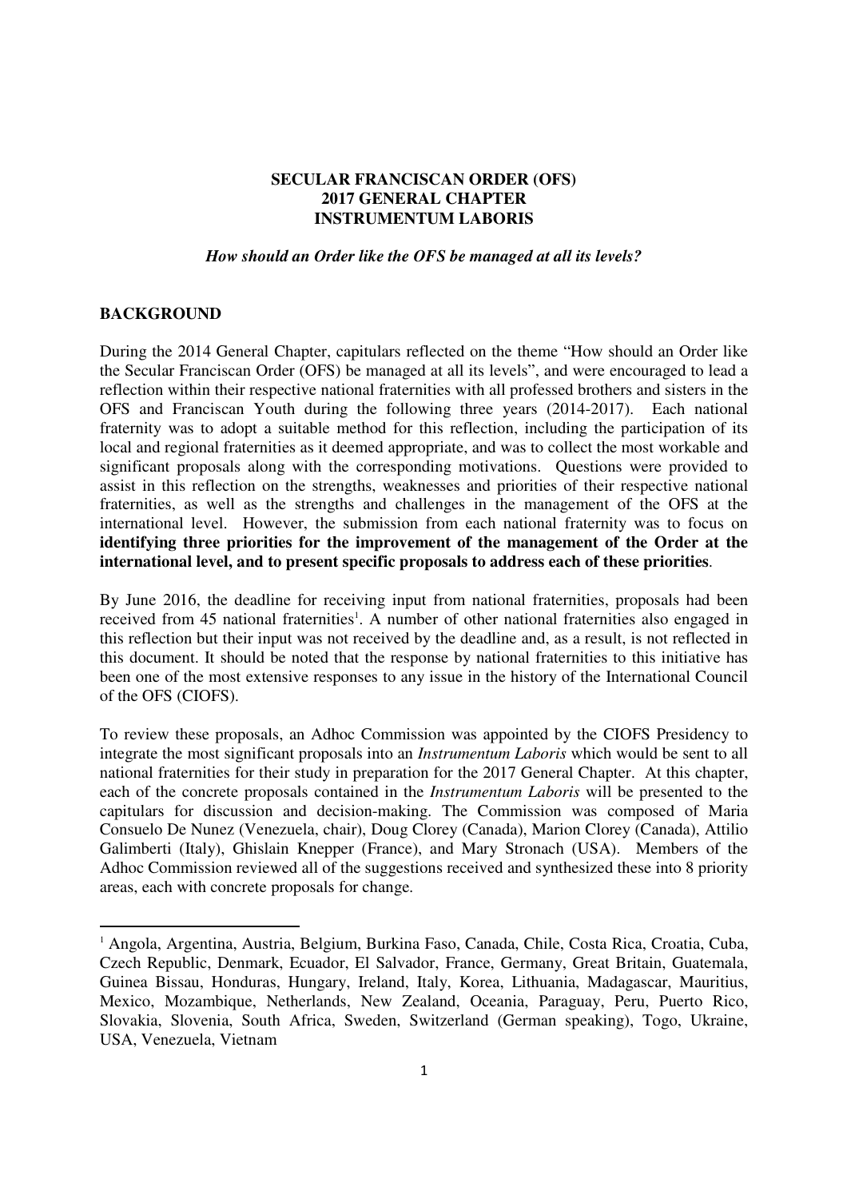**SECULAR FRANCISCAN ORDER (OFS)**
**2017 GENERAL CHAPTER**
**INSTRUMENTUM LABORIS**

***How should an Order like the OFS be managed at all its levels?***

## BACKGROUND

During the 2014 General Chapter, capitulars reflected on the theme "How should an Order like the Secular Franciscan Order (OFS) be managed at all its levels", and were encouraged to lead a reflection within their respective national fraternities with all professed brothers and sisters in the OFS and Franciscan Youth during the following three years (2014-2017). Each national fraternity was to adopt a suitable method for this reflection, including the participation of its local and regional fraternities as it deemed appropriate, and was to collect the most workable and significant proposals along with the corresponding motivations. Questions were provided to assist in this reflection on the strengths, weaknesses and priorities of their respective national fraternities, as well as the strengths and challenges in the management of the OFS at the international level. However, the submission from each national fraternity was to focus on **identifying three priorities for the improvement of the management of the Order at the international level, and to present specific proposals to address each of these priorities**.

By June 2016, the deadline for receiving input from national fraternities, proposals had been received from 45 national fraternities[1]. A number of other national fraternities also engaged in this reflection but their input was not received by the deadline and, as a result, is not reflected in this document. It should be noted that the response by national fraternities to this initiative has been one of the most extensive responses to any issue in the history of the International Council of the OFS (CIOFS).

To review these proposals, an Adhoc Commission was appointed by the CIOFS Presidency to integrate the most significant proposals into an *Instrumentum Laboris* which would be sent to all national fraternities for their study in preparation for the 2017 General Chapter. At this chapter, each of the concrete proposals contained in the *Instrumentum Laboris* will be presented to the capitulars for discussion and decision-making. The Commission was composed of Maria Consuelo De Nunez (Venezuela, chair), Doug Clorey (Canada), Marion Clorey (Canada), Attilio Galimberti (Italy), Ghislain Knepper (France), and Mary Stronach (USA). Members of the Adhoc Commission reviewed all of the suggestions received and synthesized these into 8 priority areas, each with concrete proposals for change.

---

[1] Angola, Argentina, Austria, Belgium, Burkina Faso, Canada, Chile, Costa Rica, Croatia, Cuba, Czech Republic, Denmark, Ecuador, El Salvador, France, Germany, Great Britain, Guatemala, Guinea Bissau, Honduras, Hungary, Ireland, Italy, Korea, Lithuania, Madagascar, Mauritius, Mexico, Mozambique, Netherlands, New Zealand, Oceania, Paraguay, Peru, Puerto Rico, Slovakia, Slovenia, South Africa, Sweden, Switzerland (German speaking), Togo, Ukraine, USA, Venezuela, Vietnam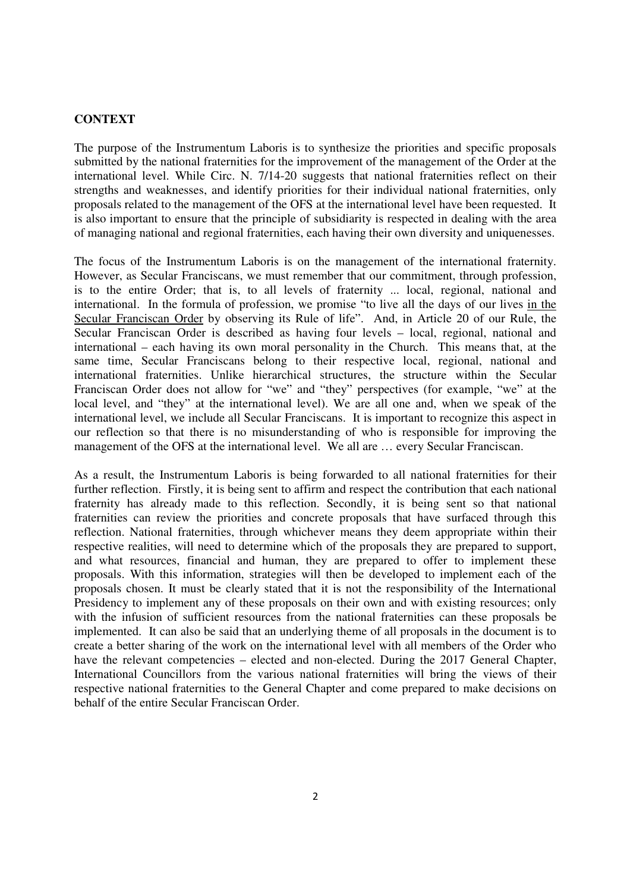**CONTEXT**

The purpose of the Instrumentum Laboris is to synthesize the priorities and specific proposals submitted by the national fraternities for the improvement of the management of the Order at the international level. While Circ. N. 7/14-20 suggests that national fraternities reflect on their strengths and weaknesses, and identify priorities for their individual national fraternities, only proposals related to the management of the OFS at the international level have been requested. It is also important to ensure that the principle of subsidiarity is respected in dealing with the area of managing national and regional fraternities, each having their own diversity and uniquenesses.

The focus of the Instrumentum Laboris is on the management of the international fraternity. However, as Secular Franciscans, we must remember that our commitment, through profession, is to the entire Order; that is, to all levels of fraternity ... local, regional, national and international. In the formula of profession, we promise "to live all the days of our lives <u>in the Secular Franciscan Order</u> by observing its Rule of life". And, in Article 20 of our Rule, the Secular Franciscan Order is described as having four levels – local, regional, national and international – each having its own moral personality in the Church. This means that, at the same time, Secular Franciscans belong to their respective local, regional, national and international fraternities. Unlike hierarchical structures, the structure within the Secular Franciscan Order does not allow for "we" and "they" perspectives (for example, "we" at the local level, and "they" at the international level). We are all one and, when we speak of the international level, we include all Secular Franciscans. It is important to recognize this aspect in our reflection so that there is no misunderstanding of who is responsible for improving the management of the OFS at the international level. We all are … every Secular Franciscan.

As a result, the Instrumentum Laboris is being forwarded to all national fraternities for their further reflection. Firstly, it is being sent to affirm and respect the contribution that each national fraternity has already made to this reflection. Secondly, it is being sent so that national fraternities can review the priorities and concrete proposals that have surfaced through this reflection. National fraternities, through whichever means they deem appropriate within their respective realities, will need to determine which of the proposals they are prepared to support, and what resources, financial and human, they are prepared to offer to implement these proposals. With this information, strategies will then be developed to implement each of the proposals chosen. It must be clearly stated that it is not the responsibility of the International Presidency to implement any of these proposals on their own and with existing resources; only with the infusion of sufficient resources from the national fraternities can these proposals be implemented. It can also be said that an underlying theme of all proposals in the document is to create a better sharing of the work on the international level with all members of the Order who have the relevant competencies – elected and non-elected. During the 2017 General Chapter, International Councillors from the various national fraternities will bring the views of their respective national fraternities to the General Chapter and come prepared to make decisions on behalf of the entire Secular Franciscan Order.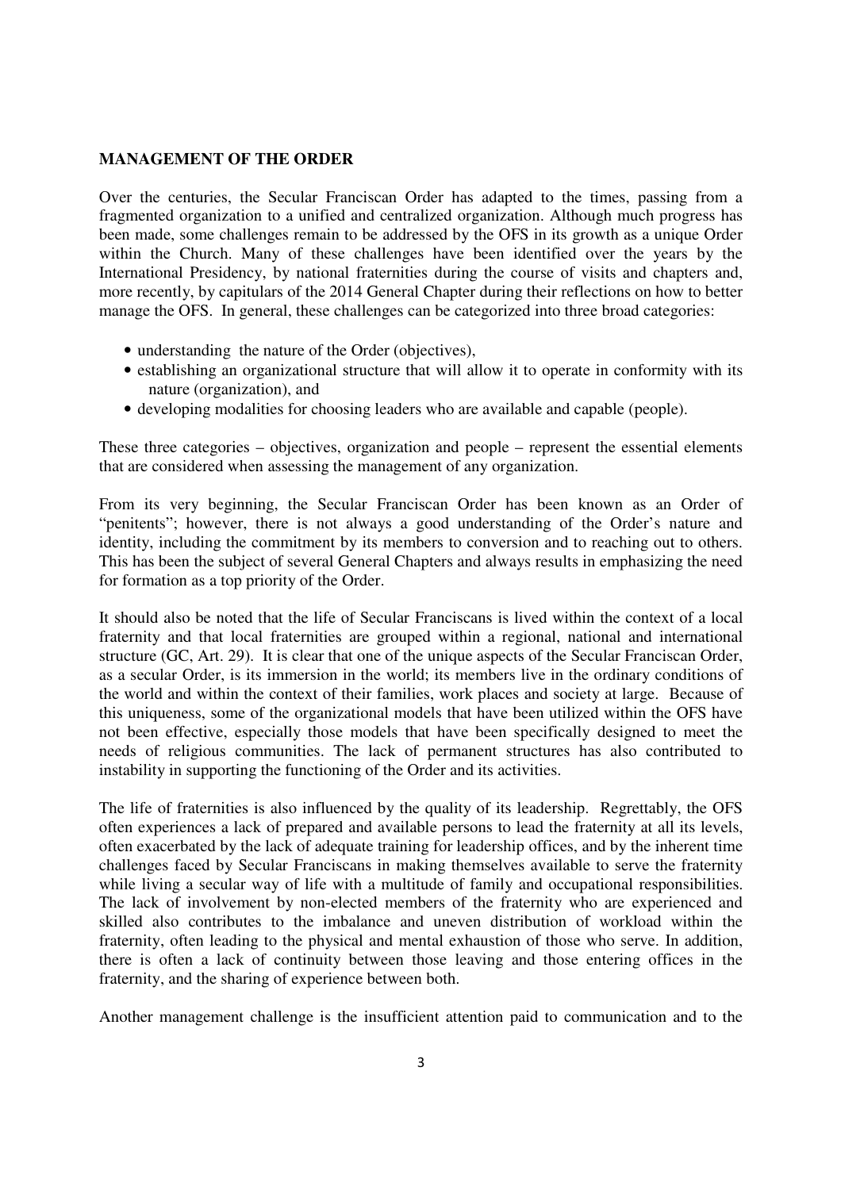**MANAGEMENT OF THE ORDER**

Over the centuries, the Secular Franciscan Order has adapted to the times, passing from a fragmented organization to a unified and centralized organization. Although much progress has been made, some challenges remain to be addressed by the OFS in its growth as a unique Order within the Church. Many of these challenges have been identified over the years by the International Presidency, by national fraternities during the course of visits and chapters and, more recently, by capitulars of the 2014 General Chapter during their reflections on how to better manage the OFS. In general, these challenges can be categorized into three broad categories:

- understanding the nature of the Order (objectives),
- establishing an organizational structure that will allow it to operate in conformity with its nature (organization), and
- developing modalities for choosing leaders who are available and capable (people).

These three categories – objectives, organization and people – represent the essential elements that are considered when assessing the management of any organization.

From its very beginning, the Secular Franciscan Order has been known as an Order of "penitents"; however, there is not always a good understanding of the Order's nature and identity, including the commitment by its members to conversion and to reaching out to others. This has been the subject of several General Chapters and always results in emphasizing the need for formation as a top priority of the Order.

It should also be noted that the life of Secular Franciscans is lived within the context of a local fraternity and that local fraternities are grouped within a regional, national and international structure (GC, Art. 29). It is clear that one of the unique aspects of the Secular Franciscan Order, as a secular Order, is its immersion in the world; its members live in the ordinary conditions of the world and within the context of their families, work places and society at large. Because of this uniqueness, some of the organizational models that have been utilized within the OFS have not been effective, especially those models that have been specifically designed to meet the needs of religious communities. The lack of permanent structures has also contributed to instability in supporting the functioning of the Order and its activities.

The life of fraternities is also influenced by the quality of its leadership. Regrettably, the OFS often experiences a lack of prepared and available persons to lead the fraternity at all its levels, often exacerbated by the lack of adequate training for leadership offices, and by the inherent time challenges faced by Secular Franciscans in making themselves available to serve the fraternity while living a secular way of life with a multitude of family and occupational responsibilities. The lack of involvement by non-elected members of the fraternity who are experienced and skilled also contributes to the imbalance and uneven distribution of workload within the fraternity, often leading to the physical and mental exhaustion of those who serve. In addition, there is often a lack of continuity between those leaving and those entering offices in the fraternity, and the sharing of experience between both.

Another management challenge is the insufficient attention paid to communication and to the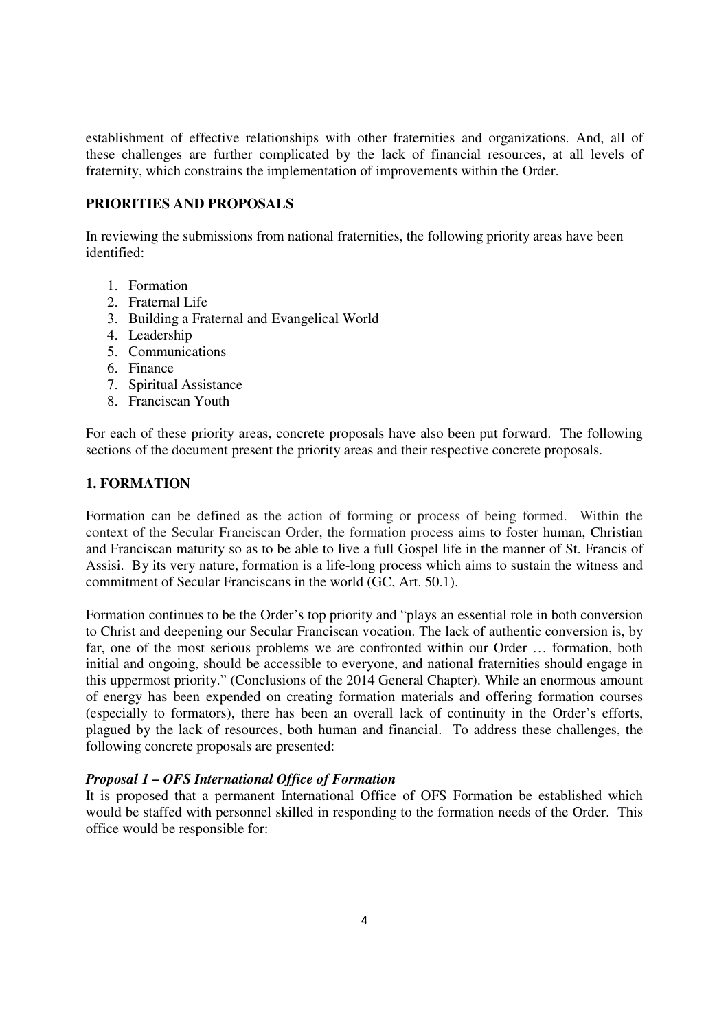establishment of effective relationships with other fraternities and organizations. And, all of these challenges are further complicated by the lack of financial resources, at all levels of fraternity, which constrains the implementation of improvements within the Order.

## PRIORITIES AND PROPOSALS

In reviewing the submissions from national fraternities, the following priority areas have been identified:

1. Formation
2. Fraternal Life
3. Building a Fraternal and Evangelical World
4. Leadership
5. Communications
6. Finance
7. Spiritual Assistance
8. Franciscan Youth

For each of these priority areas, concrete proposals have also been put forward. The following sections of the document present the priority areas and their respective concrete proposals.

## 1. FORMATION

Formation can be defined as the action of forming or process of being formed. Within the context of the Secular Franciscan Order, the formation process aims to foster human, Christian and Franciscan maturity so as to be able to live a full Gospel life in the manner of St. Francis of Assisi. By its very nature, formation is a life-long process which aims to sustain the witness and commitment of Secular Franciscans in the world (GC, Art. 50.1).

Formation continues to be the Order's top priority and "plays an essential role in both conversion to Christ and deepening our Secular Franciscan vocation. The lack of authentic conversion is, by far, one of the most serious problems we are confronted within our Order … formation, both initial and ongoing, should be accessible to everyone, and national fraternities should engage in this uppermost priority." (Conclusions of the 2014 General Chapter). While an enormous amount of energy has been expended on creating formation materials and offering formation courses (especially to formators), there has been an overall lack of continuity in the Order's efforts, plagued by the lack of resources, both human and financial. To address these challenges, the following concrete proposals are presented:

### *Proposal 1 – OFS International Office of Formation*

It is proposed that a permanent International Office of OFS Formation be established which would be staffed with personnel skilled in responding to the formation needs of the Order. This office would be responsible for: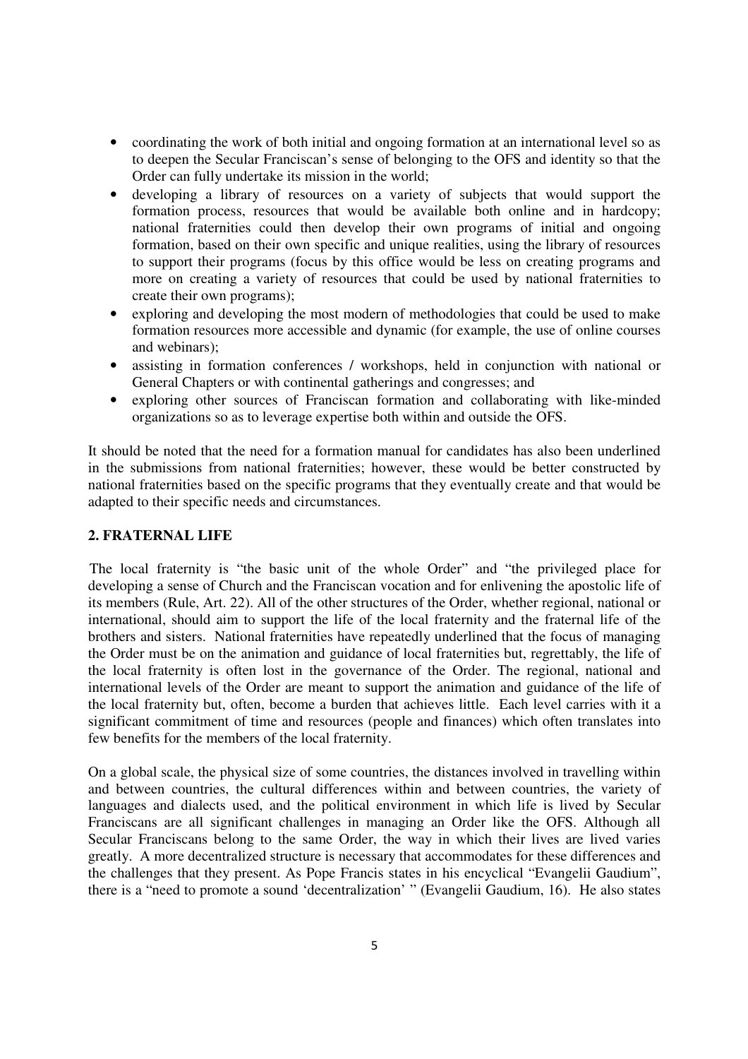- coordinating the work of both initial and ongoing formation at an international level so as to deepen the Secular Franciscan's sense of belonging to the OFS and identity so that the Order can fully undertake its mission in the world;
- developing a library of resources on a variety of subjects that would support the formation process, resources that would be available both online and in hardcopy; national fraternities could then develop their own programs of initial and ongoing formation, based on their own specific and unique realities, using the library of resources to support their programs (focus by this office would be less on creating programs and more on creating a variety of resources that could be used by national fraternities to create their own programs);
- exploring and developing the most modern of methodologies that could be used to make formation resources more accessible and dynamic (for example, the use of online courses and webinars);
- assisting in formation conferences / workshops, held in conjunction with national or General Chapters or with continental gatherings and congresses; and
- exploring other sources of Franciscan formation and collaborating with like-minded organizations so as to leverage expertise both within and outside the OFS.

It should be noted that the need for a formation manual for candidates has also been underlined in the submissions from national fraternities; however, these would be better constructed by national fraternities based on the specific programs that they eventually create and that would be adapted to their specific needs and circumstances.

## 2. FRATERNAL LIFE

The local fraternity is "the basic unit of the whole Order" and "the privileged place for developing a sense of Church and the Franciscan vocation and for enlivening the apostolic life of its members (Rule, Art. 22). All of the other structures of the Order, whether regional, national or international, should aim to support the life of the local fraternity and the fraternal life of the brothers and sisters. National fraternities have repeatedly underlined that the focus of managing the Order must be on the animation and guidance of local fraternities but, regrettably, the life of the local fraternity is often lost in the governance of the Order. The regional, national and international levels of the Order are meant to support the animation and guidance of the life of the local fraternity but, often, become a burden that achieves little. Each level carries with it a significant commitment of time and resources (people and finances) which often translates into few benefits for the members of the local fraternity.

On a global scale, the physical size of some countries, the distances involved in travelling within and between countries, the cultural differences within and between countries, the variety of languages and dialects used, and the political environment in which life is lived by Secular Franciscans are all significant challenges in managing an Order like the OFS. Although all Secular Franciscans belong to the same Order, the way in which their lives are lived varies greatly. A more decentralized structure is necessary that accommodates for these differences and the challenges that they present. As Pope Francis states in his encyclical "Evangelii Gaudium", there is a "need to promote a sound 'decentralization' " (Evangelii Gaudium, 16). He also states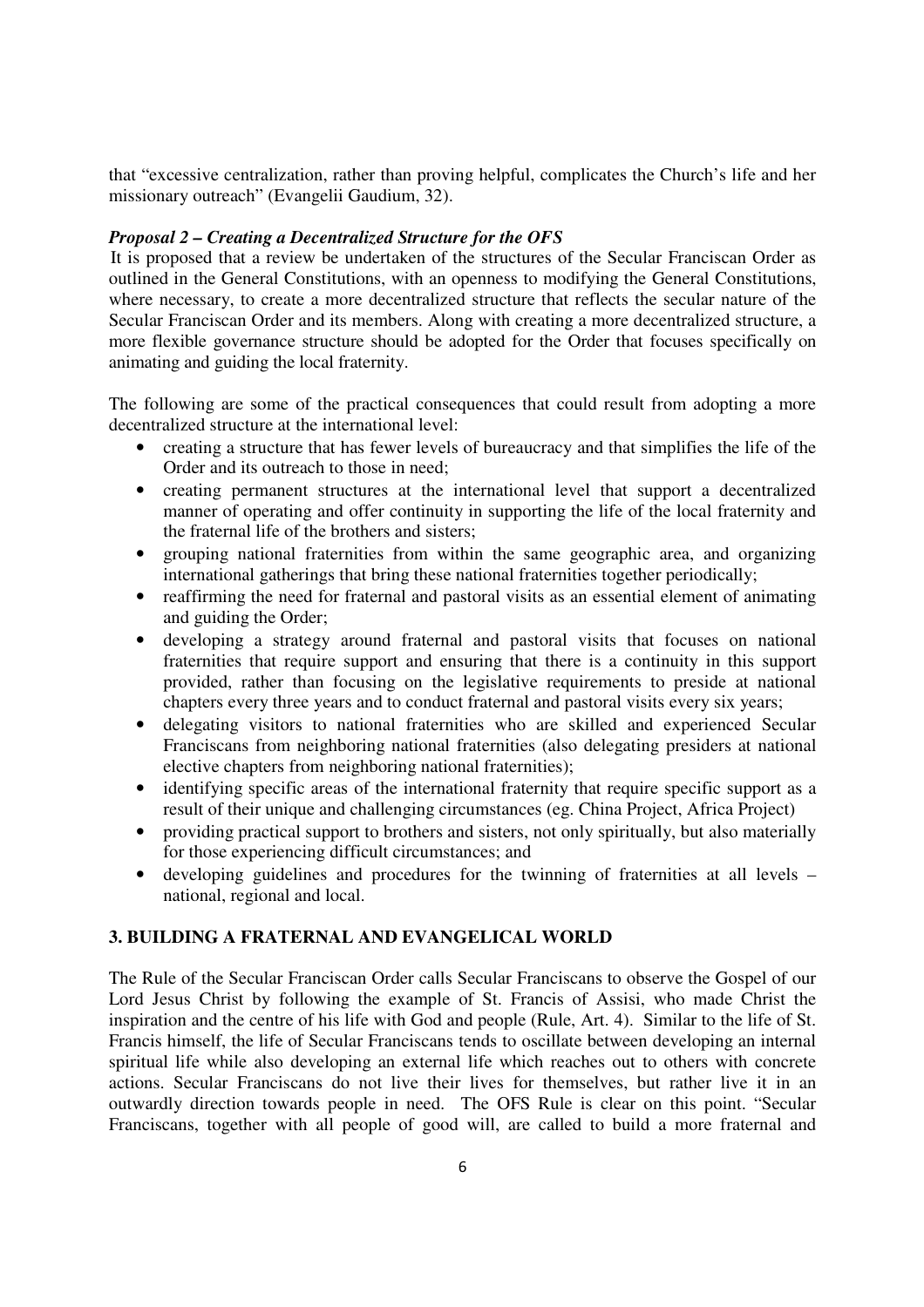that "excessive centralization, rather than proving helpful, complicates the Church's life and her missionary outreach" (Evangelii Gaudium, 32).

***Proposal 2 – Creating a Decentralized Structure for the OFS***

It is proposed that a review be undertaken of the structures of the Secular Franciscan Order as outlined in the General Constitutions, with an openness to modifying the General Constitutions, where necessary, to create a more decentralized structure that reflects the secular nature of the Secular Franciscan Order and its members. Along with creating a more decentralized structure, a more flexible governance structure should be adopted for the Order that focuses specifically on animating and guiding the local fraternity.

The following are some of the practical consequences that could result from adopting a more decentralized structure at the international level:

- creating a structure that has fewer levels of bureaucracy and that simplifies the life of the Order and its outreach to those in need;
- creating permanent structures at the international level that support a decentralized manner of operating and offer continuity in supporting the life of the local fraternity and the fraternal life of the brothers and sisters;
- grouping national fraternities from within the same geographic area, and organizing international gatherings that bring these national fraternities together periodically;
- reaffirming the need for fraternal and pastoral visits as an essential element of animating and guiding the Order;
- developing a strategy around fraternal and pastoral visits that focuses on national fraternities that require support and ensuring that there is a continuity in this support provided, rather than focusing on the legislative requirements to preside at national chapters every three years and to conduct fraternal and pastoral visits every six years;
- delegating visitors to national fraternities who are skilled and experienced Secular Franciscans from neighboring national fraternities (also delegating presiders at national elective chapters from neighboring national fraternities);
- identifying specific areas of the international fraternity that require specific support as a result of their unique and challenging circumstances (eg. China Project, Africa Project)
- providing practical support to brothers and sisters, not only spiritually, but also materially for those experiencing difficult circumstances; and
- developing guidelines and procedures for the twinning of fraternities at all levels – national, regional and local.

## 3. BUILDING A FRATERNAL AND EVANGELICAL WORLD

The Rule of the Secular Franciscan Order calls Secular Franciscans to observe the Gospel of our Lord Jesus Christ by following the example of St. Francis of Assisi, who made Christ the inspiration and the centre of his life with God and people (Rule, Art. 4). Similar to the life of St. Francis himself, the life of Secular Franciscans tends to oscillate between developing an internal spiritual life while also developing an external life which reaches out to others with concrete actions. Secular Franciscans do not live their lives for themselves, but rather live it in an outwardly direction towards people in need. The OFS Rule is clear on this point. "Secular Franciscans, together with all people of good will, are called to build a more fraternal and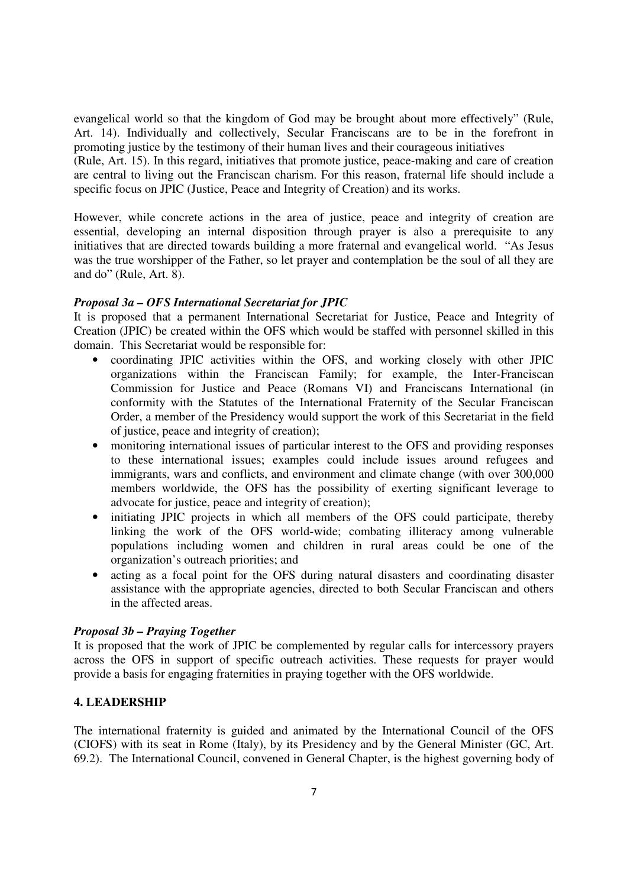evangelical world so that the kingdom of God may be brought about more effectively" (Rule, Art. 14). Individually and collectively, Secular Franciscans are to be in the forefront in promoting justice by the testimony of their human lives and their courageous initiatives
(Rule, Art. 15). In this regard, initiatives that promote justice, peace-making and care of creation are central to living out the Franciscan charism. For this reason, fraternal life should include a specific focus on JPIC (Justice, Peace and Integrity of Creation) and its works.

However, while concrete actions in the area of justice, peace and integrity of creation are essential, developing an internal disposition through prayer is also a prerequisite to any initiatives that are directed towards building a more fraternal and evangelical world. "As Jesus was the true worshipper of the Father, so let prayer and contemplation be the soul of all they are and do" (Rule, Art. 8).

***Proposal 3a – OFS International Secretariat for JPIC***

It is proposed that a permanent International Secretariat for Justice, Peace and Integrity of Creation (JPIC) be created within the OFS which would be staffed with personnel skilled in this domain. This Secretariat would be responsible for:

- coordinating JPIC activities within the OFS, and working closely with other JPIC organizations within the Franciscan Family; for example, the Inter-Franciscan Commission for Justice and Peace (Romans VI) and Franciscans International (in conformity with the Statutes of the International Fraternity of the Secular Franciscan Order, a member of the Presidency would support the work of this Secretariat in the field of justice, peace and integrity of creation);
- monitoring international issues of particular interest to the OFS and providing responses to these international issues; examples could include issues around refugees and immigrants, wars and conflicts, and environment and climate change (with over 300,000 members worldwide, the OFS has the possibility of exerting significant leverage to advocate for justice, peace and integrity of creation);
- initiating JPIC projects in which all members of the OFS could participate, thereby linking the work of the OFS world-wide; combating illiteracy among vulnerable populations including women and children in rural areas could be one of the organization's outreach priorities; and
- acting as a focal point for the OFS during natural disasters and coordinating disaster assistance with the appropriate agencies, directed to both Secular Franciscan and others in the affected areas.

***Proposal 3b – Praying Together***

It is proposed that the work of JPIC be complemented by regular calls for intercessory prayers across the OFS in support of specific outreach activities. These requests for prayer would provide a basis for engaging fraternities in praying together with the OFS worldwide.

## 4. LEADERSHIP

The international fraternity is guided and animated by the International Council of the OFS (CIOFS) with its seat in Rome (Italy), by its Presidency and by the General Minister (GC, Art. 69.2). The International Council, convened in General Chapter, is the highest governing body of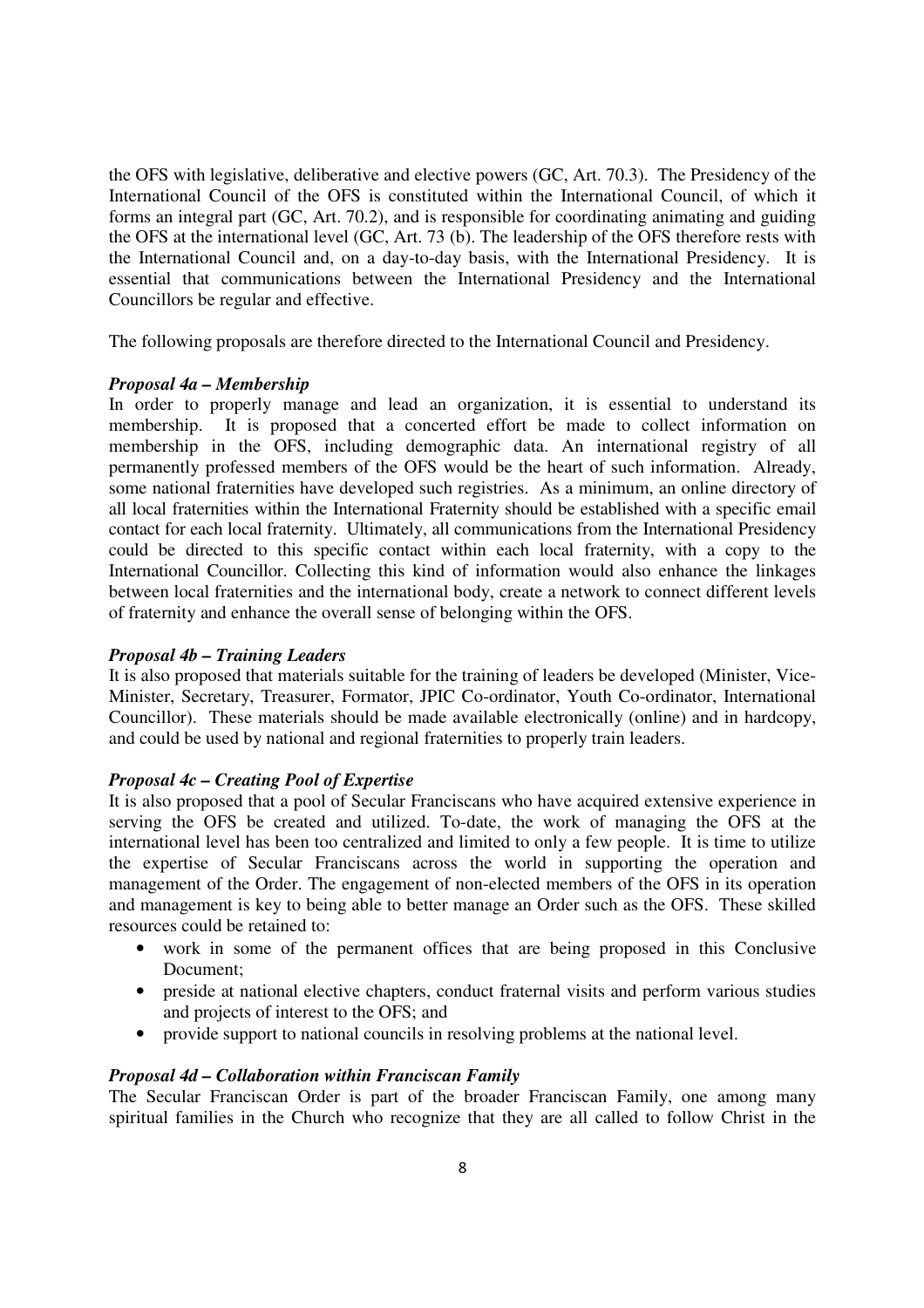the OFS with legislative, deliberative and elective powers (GC, Art. 70.3). The Presidency of the International Council of the OFS is constituted within the International Council, of which it forms an integral part (GC, Art. 70.2), and is responsible for coordinating animating and guiding the OFS at the international level (GC, Art. 73 (b). The leadership of the OFS therefore rests with the International Council and, on a day-to-day basis, with the International Presidency. It is essential that communications between the International Presidency and the International Councillors be regular and effective.

The following proposals are therefore directed to the International Council and Presidency.

***Proposal 4a – Membership***

In order to properly manage and lead an organization, it is essential to understand its membership. It is proposed that a concerted effort be made to collect information on membership in the OFS, including demographic data. An international registry of all permanently professed members of the OFS would be the heart of such information. Already, some national fraternities have developed such registries. As a minimum, an online directory of all local fraternities within the International Fraternity should be established with a specific email contact for each local fraternity. Ultimately, all communications from the International Presidency could be directed to this specific contact within each local fraternity, with a copy to the International Councillor. Collecting this kind of information would also enhance the linkages between local fraternities and the international body, create a network to connect different levels of fraternity and enhance the overall sense of belonging within the OFS.

***Proposal 4b – Training Leaders***

It is also proposed that materials suitable for the training of leaders be developed (Minister, Vice-Minister, Secretary, Treasurer, Formator, JPIC Co-ordinator, Youth Co-ordinator, International Councillor). These materials should be made available electronically (online) and in hardcopy, and could be used by national and regional fraternities to properly train leaders.

***Proposal 4c – Creating Pool of Expertise***

It is also proposed that a pool of Secular Franciscans who have acquired extensive experience in serving the OFS be created and utilized. To-date, the work of managing the OFS at the international level has been too centralized and limited to only a few people. It is time to utilize the expertise of Secular Franciscans across the world in supporting the operation and management of the Order. The engagement of non-elected members of the OFS in its operation and management is key to being able to better manage an Order such as the OFS. These skilled resources could be retained to:

- work in some of the permanent offices that are being proposed in this Conclusive Document;
- preside at national elective chapters, conduct fraternal visits and perform various studies and projects of interest to the OFS; and
- provide support to national councils in resolving problems at the national level.

***Proposal 4d – Collaboration within Franciscan Family***

The Secular Franciscan Order is part of the broader Franciscan Family, one among many spiritual families in the Church who recognize that they are all called to follow Christ in the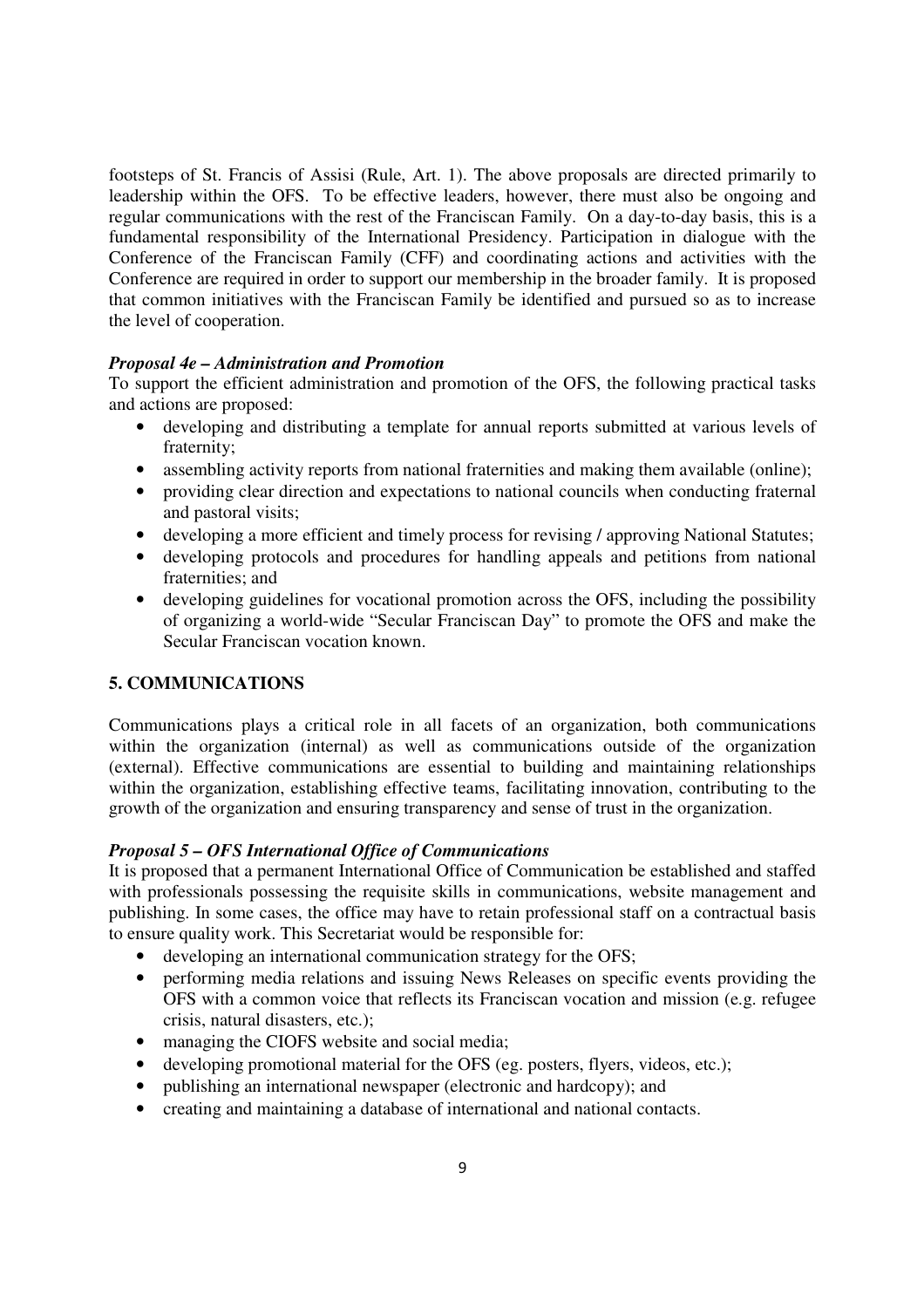footsteps of St. Francis of Assisi (Rule, Art. 1). The above proposals are directed primarily to leadership within the OFS. To be effective leaders, however, there must also be ongoing and regular communications with the rest of the Franciscan Family. On a day-to-day basis, this is a fundamental responsibility of the International Presidency. Participation in dialogue with the Conference of the Franciscan Family (CFF) and coordinating actions and activities with the Conference are required in order to support our membership in the broader family. It is proposed that common initiatives with the Franciscan Family be identified and pursued so as to increase the level of cooperation.

***Proposal 4e – Administration and Promotion***

To support the efficient administration and promotion of the OFS, the following practical tasks and actions are proposed:

- developing and distributing a template for annual reports submitted at various levels of fraternity;
- assembling activity reports from national fraternities and making them available (online);
- providing clear direction and expectations to national councils when conducting fraternal and pastoral visits;
- developing a more efficient and timely process for revising / approving National Statutes;
- developing protocols and procedures for handling appeals and petitions from national fraternities; and
- developing guidelines for vocational promotion across the OFS, including the possibility of organizing a world-wide "Secular Franciscan Day" to promote the OFS and make the Secular Franciscan vocation known.

## 5. COMMUNICATIONS

Communications plays a critical role in all facets of an organization, both communications within the organization (internal) as well as communications outside of the organization (external). Effective communications are essential to building and maintaining relationships within the organization, establishing effective teams, facilitating innovation, contributing to the growth of the organization and ensuring transparency and sense of trust in the organization.

***Proposal 5 – OFS International Office of Communications***

It is proposed that a permanent International Office of Communication be established and staffed with professionals possessing the requisite skills in communications, website management and publishing. In some cases, the office may have to retain professional staff on a contractual basis to ensure quality work. This Secretariat would be responsible for:

- developing an international communication strategy for the OFS;
- performing media relations and issuing News Releases on specific events providing the OFS with a common voice that reflects its Franciscan vocation and mission (e.g. refugee crisis, natural disasters, etc.);
- managing the CIOFS website and social media;
- developing promotional material for the OFS (eg. posters, flyers, videos, etc.);
- publishing an international newspaper (electronic and hardcopy); and
- creating and maintaining a database of international and national contacts.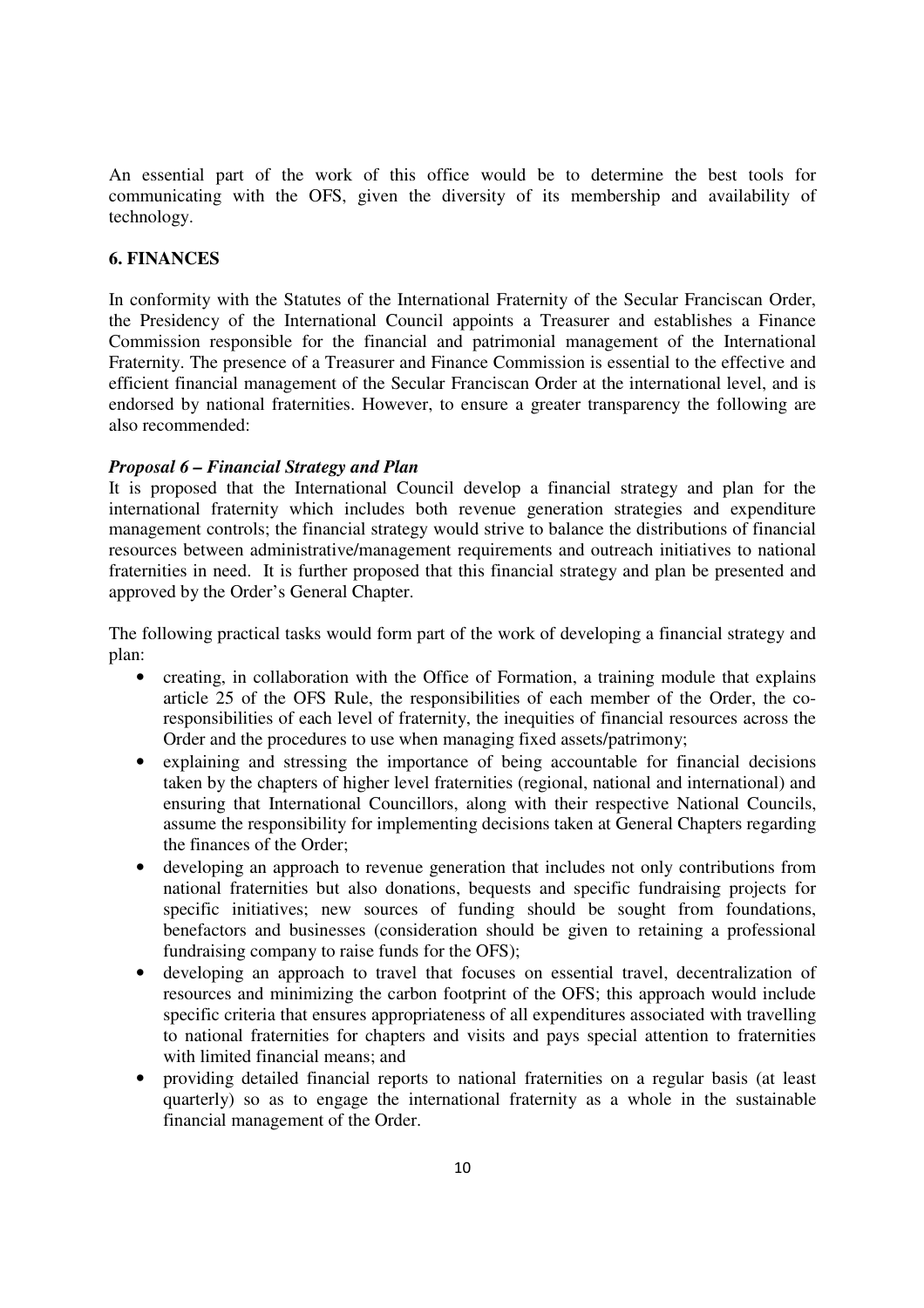An essential part of the work of this office would be to determine the best tools for communicating with the OFS, given the diversity of its membership and availability of technology.

## 6. FINANCES

In conformity with the Statutes of the International Fraternity of the Secular Franciscan Order, the Presidency of the International Council appoints a Treasurer and establishes a Finance Commission responsible for the financial and patrimonial management of the International Fraternity. The presence of a Treasurer and Finance Commission is essential to the effective and efficient financial management of the Secular Franciscan Order at the international level, and is endorsed by national fraternities. However, to ensure a greater transparency the following are also recommended:

***Proposal 6 – Financial Strategy and Plan***

It is proposed that the International Council develop a financial strategy and plan for the international fraternity which includes both revenue generation strategies and expenditure management controls; the financial strategy would strive to balance the distributions of financial resources between administrative/management requirements and outreach initiatives to national fraternities in need. It is further proposed that this financial strategy and plan be presented and approved by the Order's General Chapter.

The following practical tasks would form part of the work of developing a financial strategy and plan:

- creating, in collaboration with the Office of Formation, a training module that explains article 25 of the OFS Rule, the responsibilities of each member of the Order, the co-responsibilities of each level of fraternity, the inequities of financial resources across the Order and the procedures to use when managing fixed assets/patrimony;
- explaining and stressing the importance of being accountable for financial decisions taken by the chapters of higher level fraternities (regional, national and international) and ensuring that International Councillors, along with their respective National Councils, assume the responsibility for implementing decisions taken at General Chapters regarding the finances of the Order;
- developing an approach to revenue generation that includes not only contributions from national fraternities but also donations, bequests and specific fundraising projects for specific initiatives; new sources of funding should be sought from foundations, benefactors and businesses (consideration should be given to retaining a professional fundraising company to raise funds for the OFS);
- developing an approach to travel that focuses on essential travel, decentralization of resources and minimizing the carbon footprint of the OFS; this approach would include specific criteria that ensures appropriateness of all expenditures associated with travelling to national fraternities for chapters and visits and pays special attention to fraternities with limited financial means; and
- providing detailed financial reports to national fraternities on a regular basis (at least quarterly) so as to engage the international fraternity as a whole in the sustainable financial management of the Order.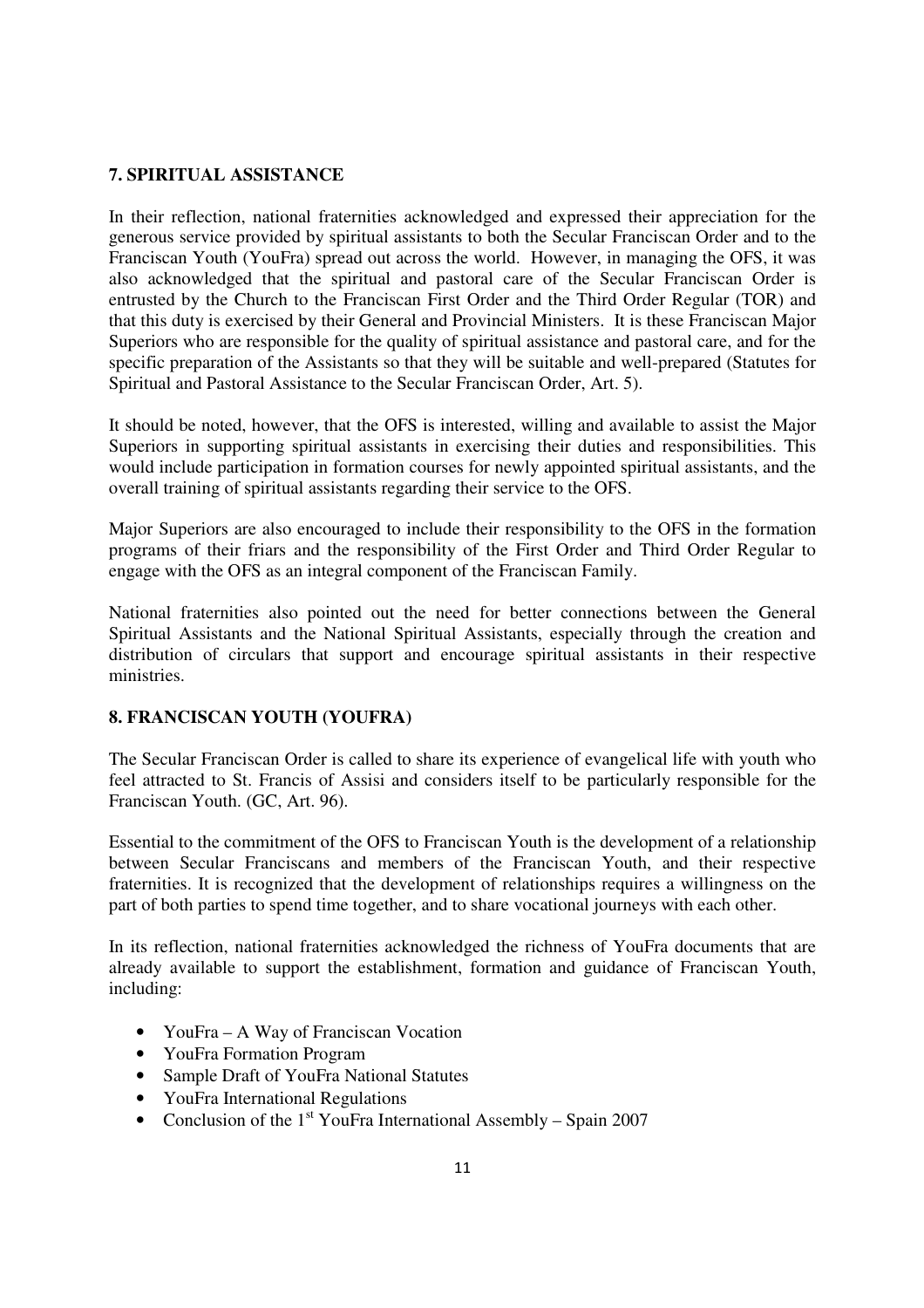## 7. SPIRITUAL ASSISTANCE

In their reflection, national fraternities acknowledged and expressed their appreciation for the generous service provided by spiritual assistants to both the Secular Franciscan Order and to the Franciscan Youth (YouFra) spread out across the world. However, in managing the OFS, it was also acknowledged that the spiritual and pastoral care of the Secular Franciscan Order is entrusted by the Church to the Franciscan First Order and the Third Order Regular (TOR) and that this duty is exercised by their General and Provincial Ministers. It is these Franciscan Major Superiors who are responsible for the quality of spiritual assistance and pastoral care, and for the specific preparation of the Assistants so that they will be suitable and well-prepared (Statutes for Spiritual and Pastoral Assistance to the Secular Franciscan Order, Art. 5).

It should be noted, however, that the OFS is interested, willing and available to assist the Major Superiors in supporting spiritual assistants in exercising their duties and responsibilities. This would include participation in formation courses for newly appointed spiritual assistants, and the overall training of spiritual assistants regarding their service to the OFS.

Major Superiors are also encouraged to include their responsibility to the OFS in the formation programs of their friars and the responsibility of the First Order and Third Order Regular to engage with the OFS as an integral component of the Franciscan Family.

National fraternities also pointed out the need for better connections between the General Spiritual Assistants and the National Spiritual Assistants, especially through the creation and distribution of circulars that support and encourage spiritual assistants in their respective ministries.

## 8. FRANCISCAN YOUTH (YOUFRA)

The Secular Franciscan Order is called to share its experience of evangelical life with youth who feel attracted to St. Francis of Assisi and considers itself to be particularly responsible for the Franciscan Youth. (GC, Art. 96).

Essential to the commitment of the OFS to Franciscan Youth is the development of a relationship between Secular Franciscans and members of the Franciscan Youth, and their respective fraternities. It is recognized that the development of relationships requires a willingness on the part of both parties to spend time together, and to share vocational journeys with each other.

In its reflection, national fraternities acknowledged the richness of YouFra documents that are already available to support the establishment, formation and guidance of Franciscan Youth, including:

- YouFra – A Way of Franciscan Vocation
- YouFra Formation Program
- Sample Draft of YouFra National Statutes
- YouFra International Regulations
- Conclusion of the 1st YouFra International Assembly – Spain 2007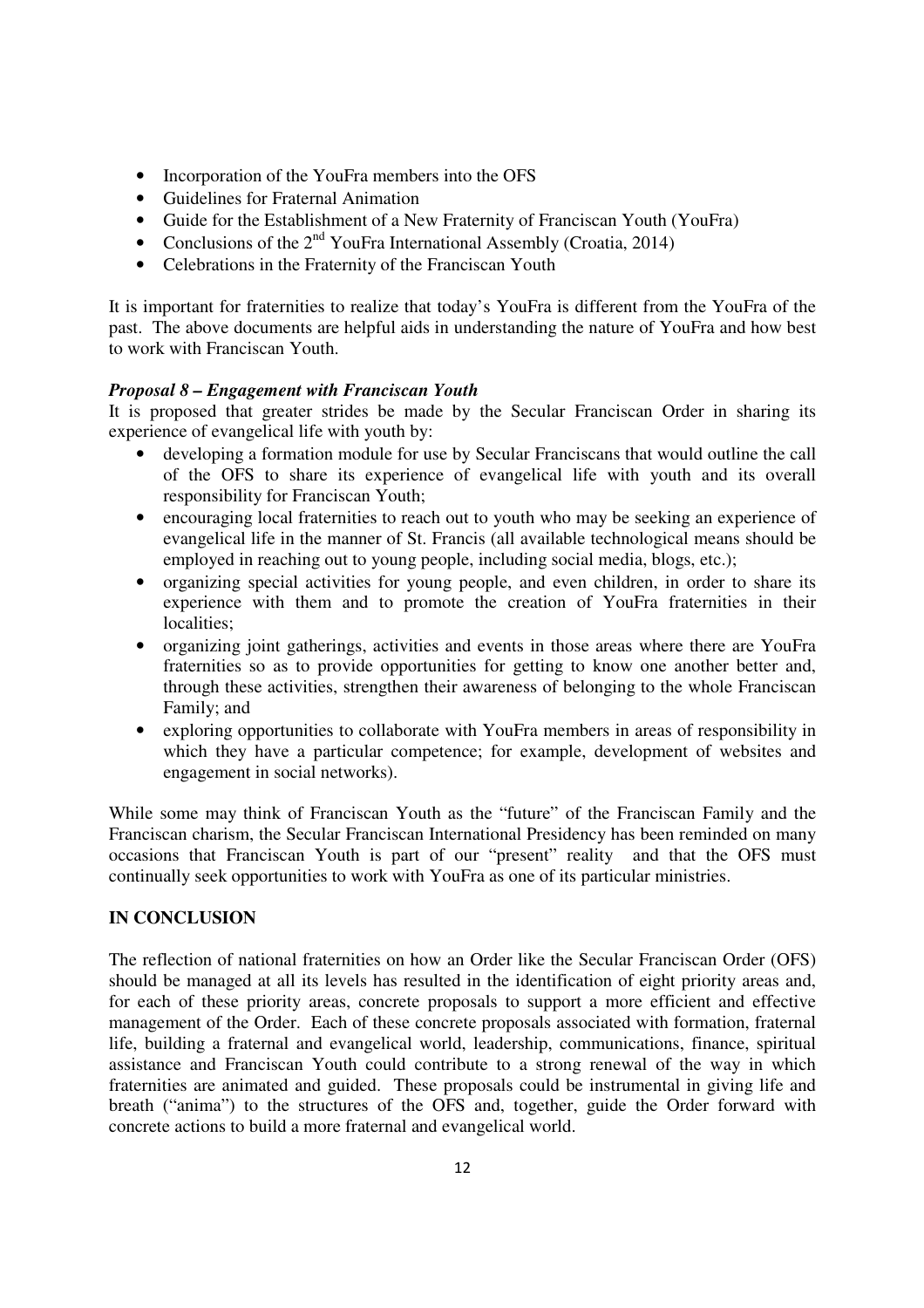- Incorporation of the YouFra members into the OFS
- Guidelines for Fraternal Animation
- Guide for the Establishment of a New Fraternity of Franciscan Youth (YouFra)
- Conclusions of the 2nd YouFra International Assembly (Croatia, 2014)
- Celebrations in the Fraternity of the Franciscan Youth

It is important for fraternities to realize that today's YouFra is different from the YouFra of the past. The above documents are helpful aids in understanding the nature of YouFra and how best to work with Franciscan Youth.

***Proposal 8 – Engagement with Franciscan Youth***

It is proposed that greater strides be made by the Secular Franciscan Order in sharing its experience of evangelical life with youth by:

- developing a formation module for use by Secular Franciscans that would outline the call of the OFS to share its experience of evangelical life with youth and its overall responsibility for Franciscan Youth;
- encouraging local fraternities to reach out to youth who may be seeking an experience of evangelical life in the manner of St. Francis (all available technological means should be employed in reaching out to young people, including social media, blogs, etc.);
- organizing special activities for young people, and even children, in order to share its experience with them and to promote the creation of YouFra fraternities in their localities;
- organizing joint gatherings, activities and events in those areas where there are YouFra fraternities so as to provide opportunities for getting to know one another better and, through these activities, strengthen their awareness of belonging to the whole Franciscan Family; and
- exploring opportunities to collaborate with YouFra members in areas of responsibility in which they have a particular competence; for example, development of websites and engagement in social networks).

While some may think of Franciscan Youth as the "future" of the Franciscan Family and the Franciscan charism, the Secular Franciscan International Presidency has been reminded on many occasions that Franciscan Youth is part of our "present" reality and that the OFS must continually seek opportunities to work with YouFra as one of its particular ministries.

**IN CONCLUSION**

The reflection of national fraternities on how an Order like the Secular Franciscan Order (OFS) should be managed at all its levels has resulted in the identification of eight priority areas and, for each of these priority areas, concrete proposals to support a more efficient and effective management of the Order. Each of these concrete proposals associated with formation, fraternal life, building a fraternal and evangelical world, leadership, communications, finance, spiritual assistance and Franciscan Youth could contribute to a strong renewal of the way in which fraternities are animated and guided. These proposals could be instrumental in giving life and breath ("anima") to the structures of the OFS and, together, guide the Order forward with concrete actions to build a more fraternal and evangelical world.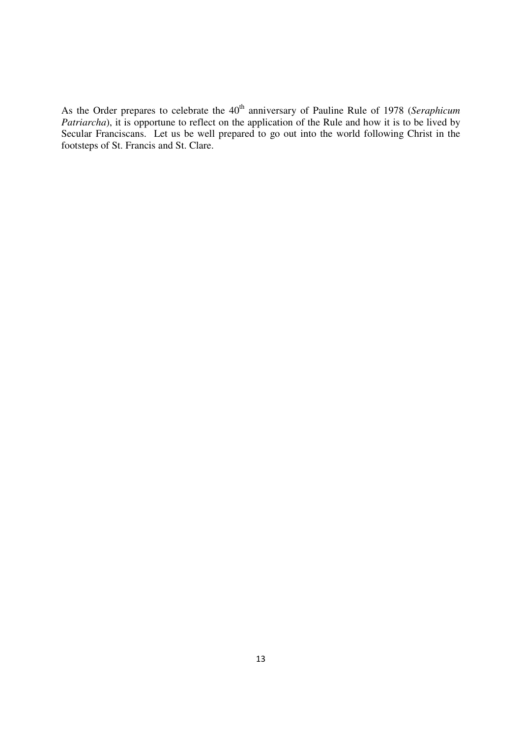As the Order prepares to celebrate the 40th anniversary of Pauline Rule of 1978 (*Seraphicum Patriarcha*), it is opportune to reflect on the application of the Rule and how it is to be lived by Secular Franciscans. Let us be well prepared to go out into the world following Christ in the footsteps of St. Francis and St. Clare.